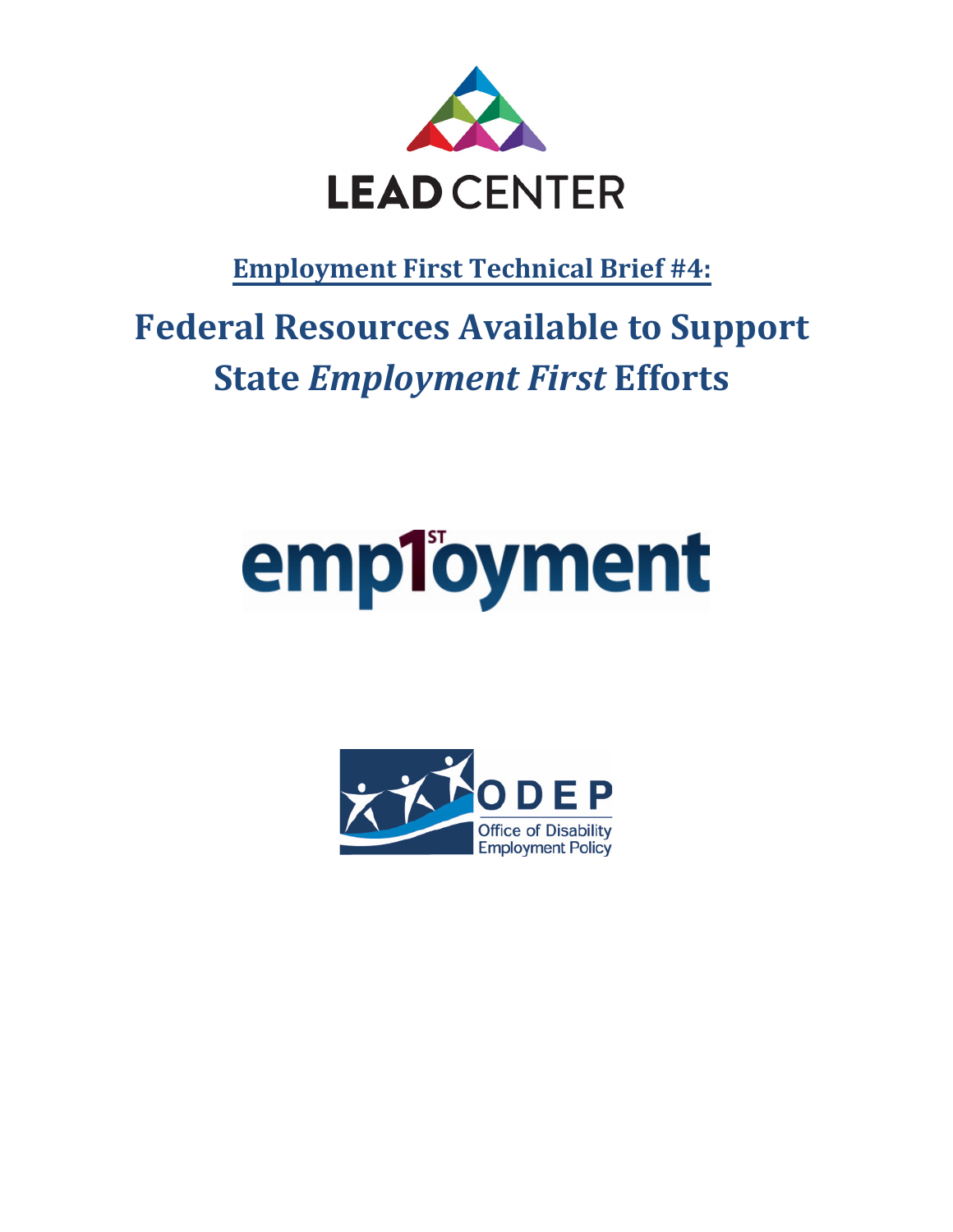LEAD CENTER

**Employment First Technical Brief #4:**

# Federal Resources Available to Support State *Employment First* Efforts

employment

ODEP
Office of Disability Employment Policy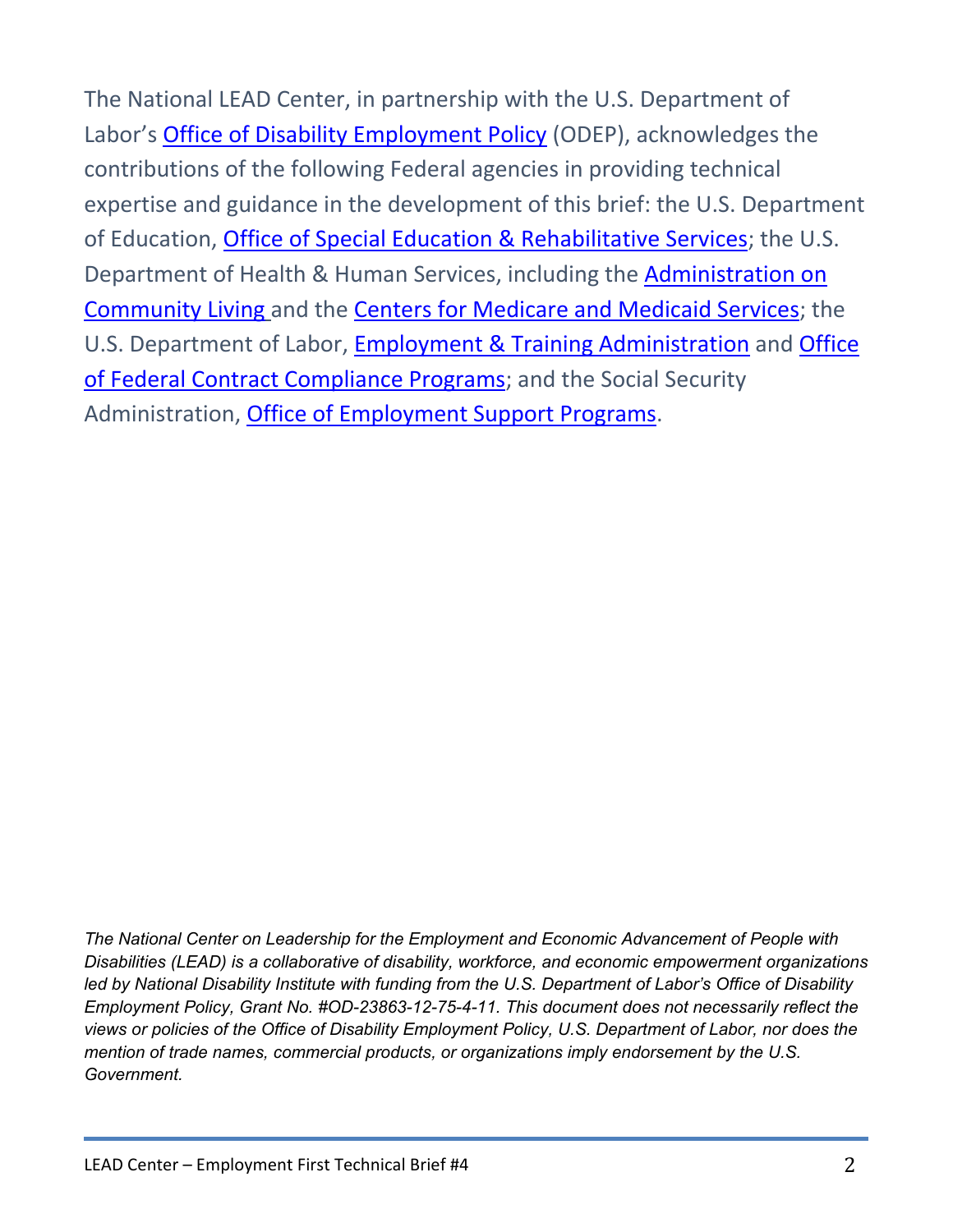The National LEAD Center, in partnership with the U.S. Department of Labor's Office of Disability Employment Policy (ODEP), acknowledges the contributions of the following Federal agencies in providing technical expertise and guidance in the development of this brief: the U.S. Department of Education, Office of Special Education & Rehabilitative Services; the U.S. Department of Health & Human Services, including the Administration on Community Living and the Centers for Medicare and Medicaid Services; the U.S. Department of Labor, Employment & Training Administration and Office of Federal Contract Compliance Programs; and the Social Security Administration, Office of Employment Support Programs.

*The National Center on Leadership for the Employment and Economic Advancement of People with Disabilities (LEAD) is a collaborative of disability, workforce, and economic empowerment organizations led by National Disability Institute with funding from the U.S. Department of Labor's Office of Disability Employment Policy, Grant No. #OD-23863-12-75-4-11. This document does not necessarily reflect the views or policies of the Office of Disability Employment Policy, U.S. Department of Labor, nor does the mention of trade names, commercial products, or organizations imply endorsement by the U.S. Government.*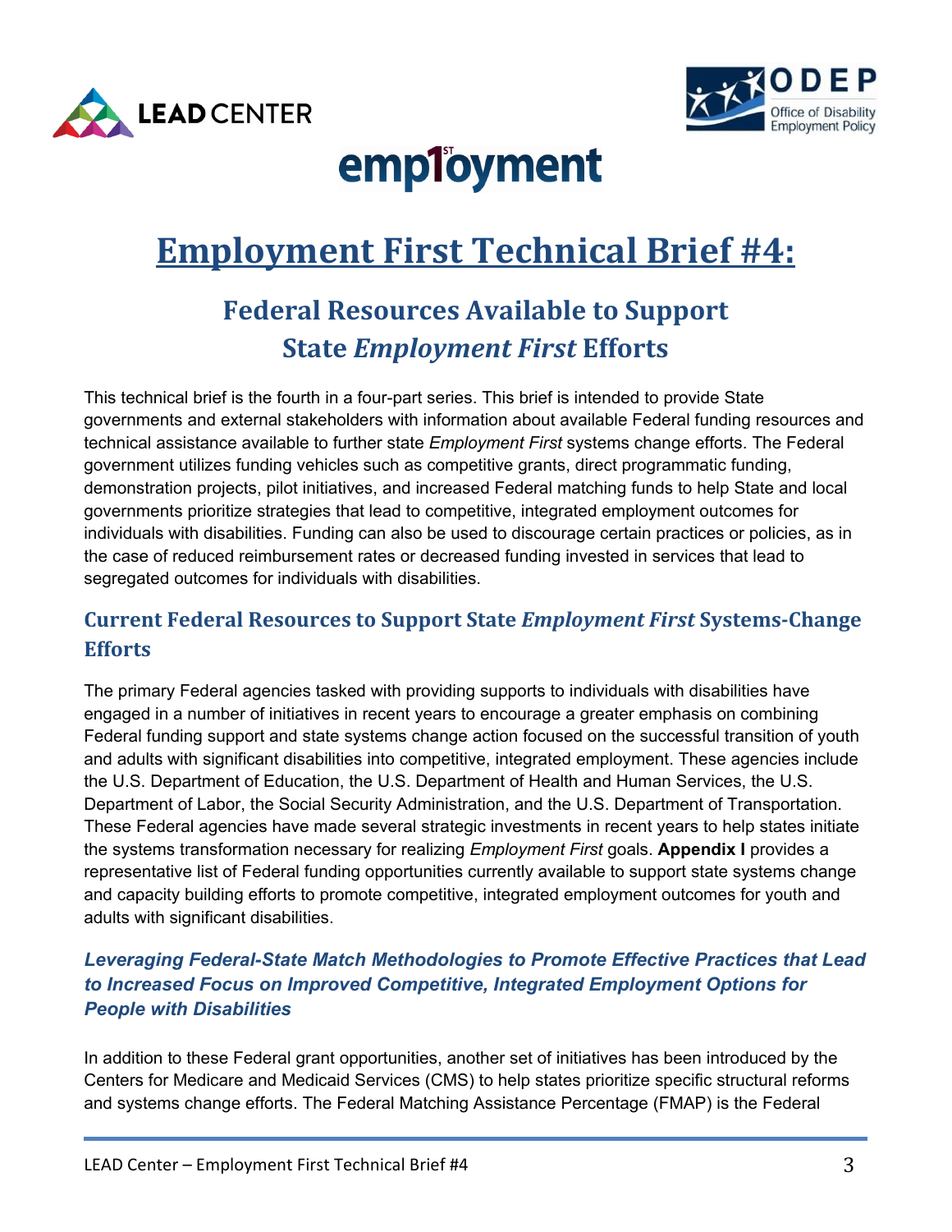# Employment First Technical Brief #4:

## Federal Resources Available to Support State *Employment First* Efforts

This technical brief is the fourth in a four-part series. This brief is intended to provide State governments and external stakeholders with information about available Federal funding resources and technical assistance available to further state *Employment First* systems change efforts. The Federal government utilizes funding vehicles such as competitive grants, direct programmatic funding, demonstration projects, pilot initiatives, and increased Federal matching funds to help State and local governments prioritize strategies that lead to competitive, integrated employment outcomes for individuals with disabilities. Funding can also be used to discourage certain practices or policies, as in the case of reduced reimbursement rates or decreased funding invested in services that lead to segregated outcomes for individuals with disabilities.

### Current Federal Resources to Support State *Employment First* Systems-Change Efforts

The primary Federal agencies tasked with providing supports to individuals with disabilities have engaged in a number of initiatives in recent years to encourage a greater emphasis on combining Federal funding support and state systems change action focused on the successful transition of youth and adults with significant disabilities into competitive, integrated employment. These agencies include the U.S. Department of Education, the U.S. Department of Health and Human Services, the U.S. Department of Labor, the Social Security Administration, and the U.S. Department of Transportation. These Federal agencies have made several strategic investments in recent years to help states initiate the systems transformation necessary for realizing *Employment First* goals. **Appendix I** provides a representative list of Federal funding opportunities currently available to support state systems change and capacity building efforts to promote competitive, integrated employment outcomes for youth and adults with significant disabilities.

#### *Leveraging Federal-State Match Methodologies to Promote Effective Practices that Lead to Increased Focus on Improved Competitive, Integrated Employment Options for People with Disabilities*

In addition to these Federal grant opportunities, another set of initiatives has been introduced by the Centers for Medicare and Medicaid Services (CMS) to help states prioritize specific structural reforms and systems change efforts. The Federal Matching Assistance Percentage (FMAP) is the Federal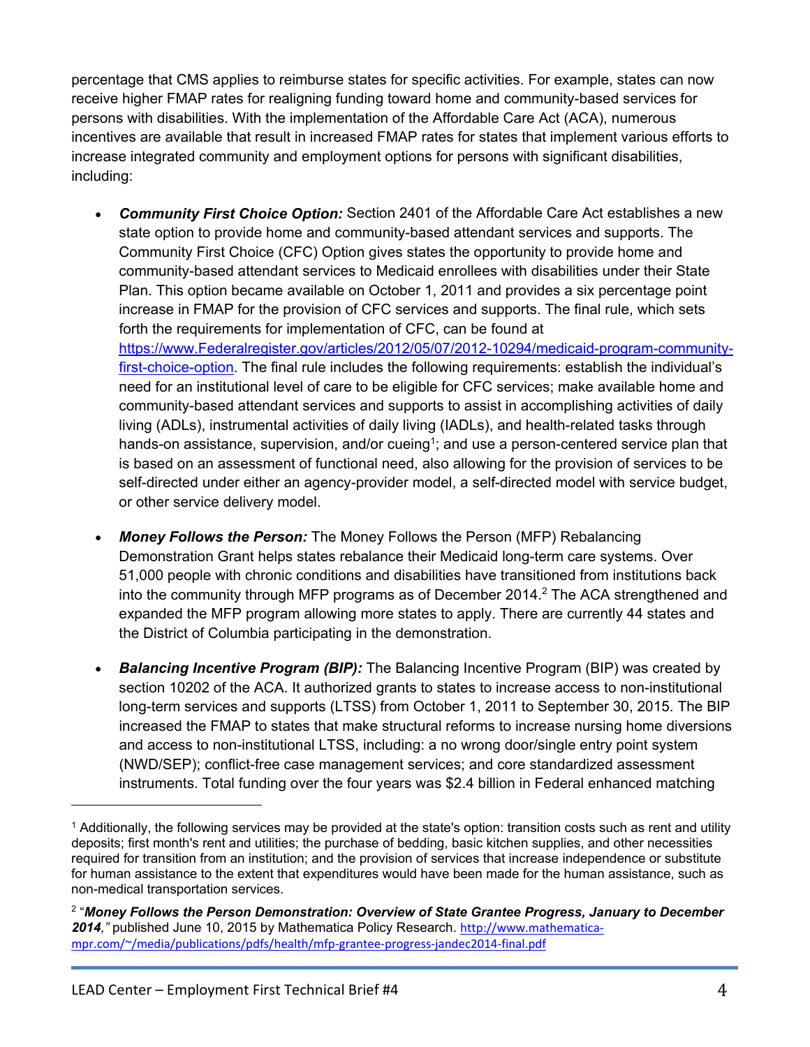percentage that CMS applies to reimburse states for specific activities. For example, states can now receive higher FMAP rates for realigning funding toward home and community-based services for persons with disabilities. With the implementation of the Affordable Care Act (ACA), numerous incentives are available that result in increased FMAP rates for states that implement various efforts to increase integrated community and employment options for persons with significant disabilities, including:

- ***Community First Choice Option:*** Section 2401 of the Affordable Care Act establishes a new state option to provide home and community-based attendant services and supports. The Community First Choice (CFC) Option gives states the opportunity to provide home and community-based attendant services to Medicaid enrollees with disabilities under their State Plan. This option became available on October 1, 2011 and provides a six percentage point increase in FMAP for the provision of CFC services and supports. The final rule, which sets forth the requirements for implementation of CFC, can be found at [https://www.Federalregister.gov/articles/2012/05/07/2012-10294/medicaid-program-community-first-choice-option](https://www.Federalregister.gov/articles/2012/05/07/2012-10294/medicaid-program-community-first-choice-option). The final rule includes the following requirements: establish the individual's need for an institutional level of care to be eligible for CFC services; make available home and community-based attendant services and supports to assist in accomplishing activities of daily living (ADLs), instrumental activities of daily living (IADLs), and health-related tasks through hands-on assistance, supervision, and/or cueing[1]; and use a person-centered service plan that is based on an assessment of functional need, also allowing for the provision of services to be self-directed under either an agency-provider model, a self-directed model with service budget, or other service delivery model.

- ***Money Follows the Person:*** The Money Follows the Person (MFP) Rebalancing Demonstration Grant helps states rebalance their Medicaid long-term care systems. Over 51,000 people with chronic conditions and disabilities have transitioned from institutions back into the community through MFP programs as of December 2014.[2] The ACA strengthened and expanded the MFP program allowing more states to apply. There are currently 44 states and the District of Columbia participating in the demonstration.

- ***Balancing Incentive Program (BIP):*** The Balancing Incentive Program (BIP) was created by section 10202 of the ACA. It authorized grants to states to increase access to non-institutional long-term services and supports (LTSS) from October 1, 2011 to September 30, 2015. The BIP increased the FMAP to states that make structural reforms to increase nursing home diversions and access to non-institutional LTSS, including: a no wrong door/single entry point system (NWD/SEP); conflict-free case management services; and core standardized assessment instruments. Total funding over the four years was $2.4 billion in Federal enhanced matching

---

[1] Additionally, the following services may be provided at the state's option: transition costs such as rent and utility deposits; first month's rent and utilities; the purchase of bedding, basic kitchen supplies, and other necessities required for transition from an institution; and the provision of services that increase independence or substitute for human assistance to the extent that expenditures would have been made for the human assistance, such as non-medical transportation services.

[2] "***Money Follows the Person Demonstration: Overview of State Grantee Progress, January to December 2014,"*** published June 10, 2015 by Mathematica Policy Research. [http://www.mathematica-mpr.com/~/media/publications/pdfs/health/mfp-grantee-progress-jandec2014-final.pdf](http://www.mathematica-mpr.com/~/media/publications/pdfs/health/mfp-grantee-progress-jandec2014-final.pdf)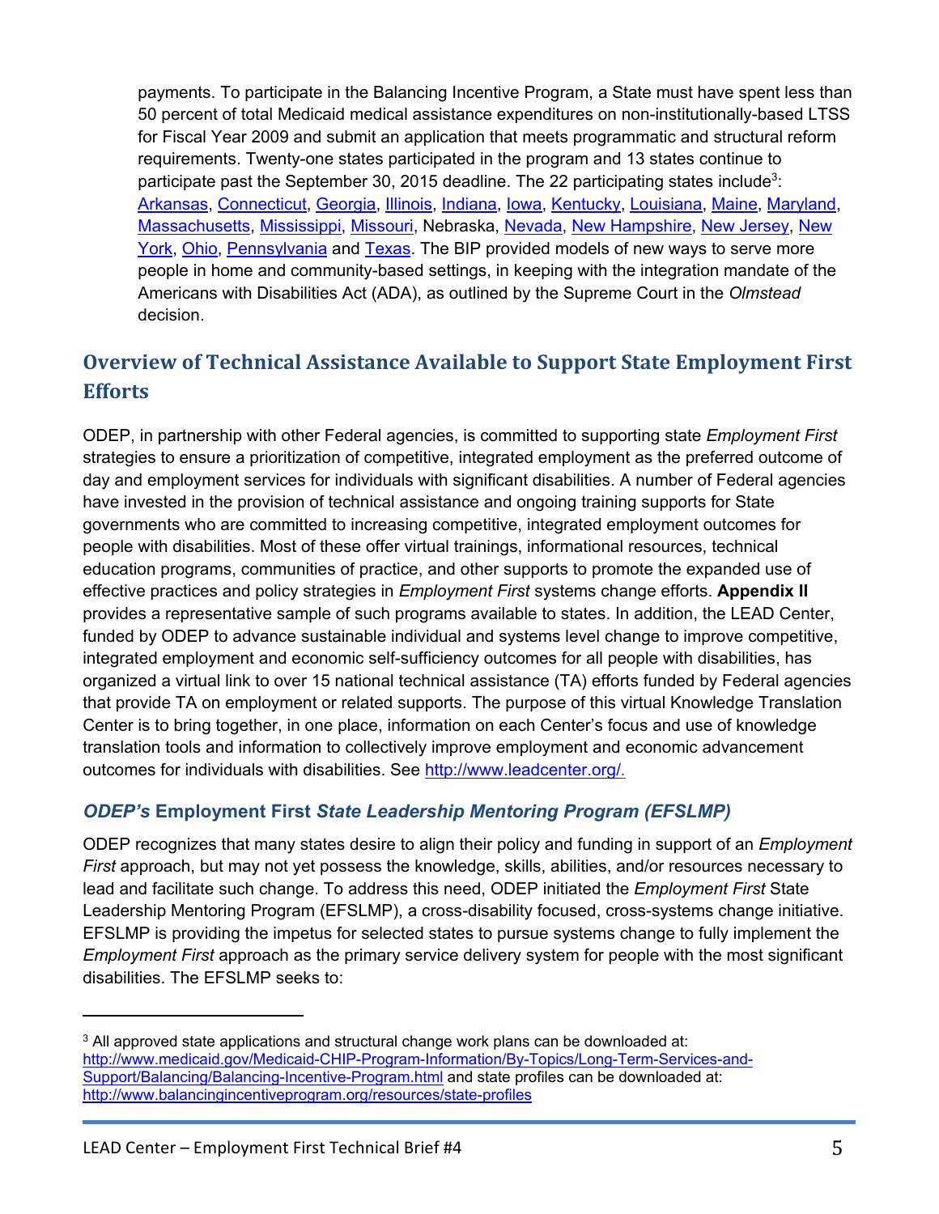payments. To participate in the Balancing Incentive Program, a State must have spent less than 50 percent of total Medicaid medical assistance expenditures on non-institutionally-based LTSS for Fiscal Year 2009 and submit an application that meets programmatic and structural reform requirements. Twenty-one states participated in the program and 13 states continue to participate past the September 30, 2015 deadline. The 22 participating states include[3]: Arkansas, Connecticut, Georgia, Illinois, Indiana, Iowa, Kentucky, Louisiana, Maine, Maryland, Massachusetts, Mississippi, Missouri, Nebraska, Nevada, New Hampshire, New Jersey, New York, Ohio, Pennsylvania and Texas. The BIP provided models of new ways to serve more people in home and community-based settings, in keeping with the integration mandate of the Americans with Disabilities Act (ADA), as outlined by the Supreme Court in the *Olmstead* decision.

## Overview of Technical Assistance Available to Support State Employment First Efforts

ODEP, in partnership with other Federal agencies, is committed to supporting state *Employment First* strategies to ensure a prioritization of competitive, integrated employment as the preferred outcome of day and employment services for individuals with significant disabilities. A number of Federal agencies have invested in the provision of technical assistance and ongoing training supports for State governments who are committed to increasing competitive, integrated employment outcomes for people with disabilities. Most of these offer virtual trainings, informational resources, technical education programs, communities of practice, and other supports to promote the expanded use of effective practices and policy strategies in *Employment First* systems change efforts. **Appendix II** provides a representative sample of such programs available to states. In addition, the LEAD Center, funded by ODEP to advance sustainable individual and systems level change to improve competitive, integrated employment and economic self-sufficiency outcomes for all people with disabilities, has organized a virtual link to over 15 national technical assistance (TA) efforts funded by Federal agencies that provide TA on employment or related supports. The purpose of this virtual Knowledge Translation Center is to bring together, in one place, information on each Center's focus and use of knowledge translation tools and information to collectively improve employment and economic advancement outcomes for individuals with disabilities. See http://www.leadcenter.org/.

### *ODEP's* Employment First *State Leadership Mentoring Program (EFSLMP)*

ODEP recognizes that many states desire to align their policy and funding in support of an *Employment First* approach, but may not yet possess the knowledge, skills, abilities, and/or resources necessary to lead and facilitate such change. To address this need, ODEP initiated the *Employment First* State Leadership Mentoring Program (EFSLMP), a cross-disability focused, cross-systems change initiative. EFSLMP is providing the impetus for selected states to pursue systems change to fully implement the *Employment First* approach as the primary service delivery system for people with the most significant disabilities. The EFSLMP seeks to:

---

[3] All approved state applications and structural change work plans can be downloaded at: http://www.medicaid.gov/Medicaid-CHIP-Program-Information/By-Topics/Long-Term-Services-and-Support/Balancing/Balancing-Incentive-Program.html and state profiles can be downloaded at: http://www.balancingincentiveprogram.org/resources/state-profiles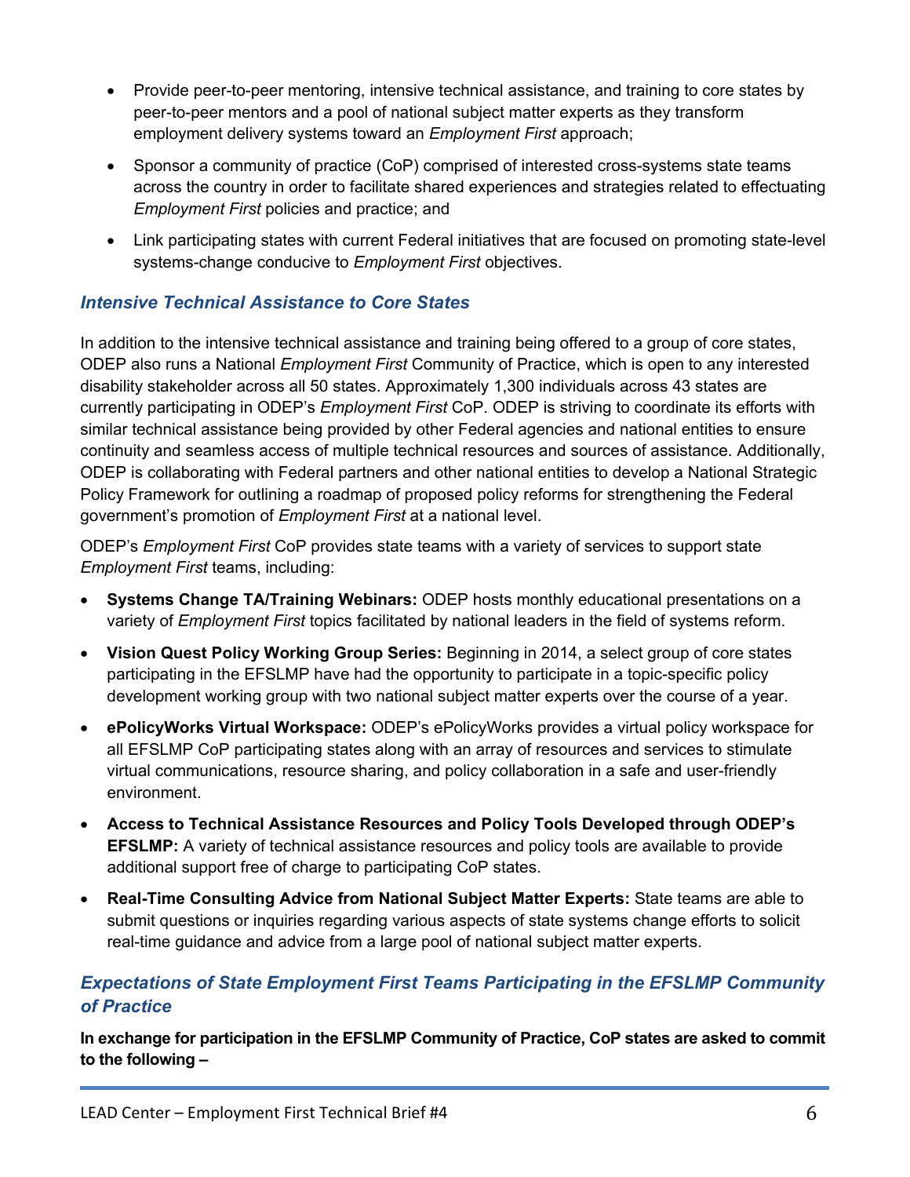- Provide peer-to-peer mentoring, intensive technical assistance, and training to core states by peer-to-peer mentors and a pool of national subject matter experts as they transform employment delivery systems toward an *Employment First* approach;
- Sponsor a community of practice (CoP) comprised of interested cross-systems state teams across the country in order to facilitate shared experiences and strategies related to effectuating *Employment First* policies and practice; and
- Link participating states with current Federal initiatives that are focused on promoting state-level systems-change conducive to *Employment First* objectives.

### *Intensive Technical Assistance to Core States*

In addition to the intensive technical assistance and training being offered to a group of core states, ODEP also runs a National *Employment First* Community of Practice, which is open to any interested disability stakeholder across all 50 states. Approximately 1,300 individuals across 43 states are currently participating in ODEP's *Employment First* CoP. ODEP is striving to coordinate its efforts with similar technical assistance being provided by other Federal agencies and national entities to ensure continuity and seamless access of multiple technical resources and sources of assistance. Additionally, ODEP is collaborating with Federal partners and other national entities to develop a National Strategic Policy Framework for outlining a roadmap of proposed policy reforms for strengthening the Federal government's promotion of *Employment First* at a national level.

ODEP's *Employment First* CoP provides state teams with a variety of services to support state *Employment First* teams, including:

- **Systems Change TA/Training Webinars:** ODEP hosts monthly educational presentations on a variety of *Employment First* topics facilitated by national leaders in the field of systems reform.
- **Vision Quest Policy Working Group Series:** Beginning in 2014, a select group of core states participating in the EFSLMP have had the opportunity to participate in a topic-specific policy development working group with two national subject matter experts over the course of a year.
- **ePolicyWorks Virtual Workspace:** ODEP's ePolicyWorks provides a virtual policy workspace for all EFSLMP CoP participating states along with an array of resources and services to stimulate virtual communications, resource sharing, and policy collaboration in a safe and user-friendly environment.
- **Access to Technical Assistance Resources and Policy Tools Developed through ODEP's EFSLMP:** A variety of technical assistance resources and policy tools are available to provide additional support free of charge to participating CoP states.
- **Real-Time Consulting Advice from National Subject Matter Experts:** State teams are able to submit questions or inquiries regarding various aspects of state systems change efforts to solicit real-time guidance and advice from a large pool of national subject matter experts.

### *Expectations of State Employment First Teams Participating in the EFSLMP Community of Practice*

**In exchange for participation in the EFSLMP Community of Practice, CoP states are asked to commit to the following –**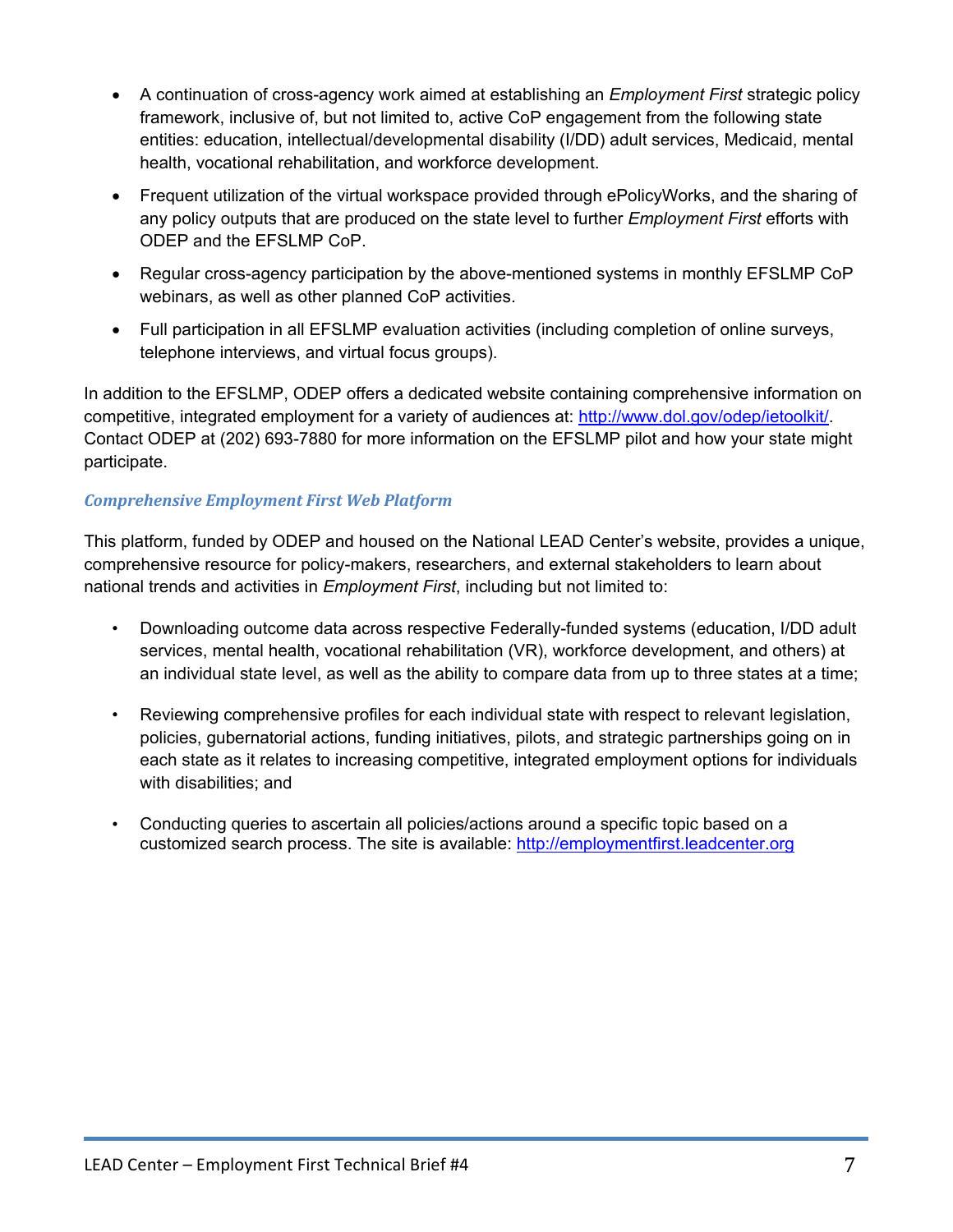- A continuation of cross-agency work aimed at establishing an *Employment First* strategic policy framework, inclusive of, but not limited to, active CoP engagement from the following state entities: education, intellectual/developmental disability (I/DD) adult services, Medicaid, mental health, vocational rehabilitation, and workforce development.
- Frequent utilization of the virtual workspace provided through ePolicyWorks, and the sharing of any policy outputs that are produced on the state level to further *Employment First* efforts with ODEP and the EFSLMP CoP.
- Regular cross-agency participation by the above-mentioned systems in monthly EFSLMP CoP webinars, as well as other planned CoP activities.
- Full participation in all EFSLMP evaluation activities (including completion of online surveys, telephone interviews, and virtual focus groups).

In addition to the EFSLMP, ODEP offers a dedicated website containing comprehensive information on competitive, integrated employment for a variety of audiences at: [http://www.dol.gov/odep/ietoolkit/](http://www.dol.gov/odep/ietoolkit/). Contact ODEP at (202) 693-7880 for more information on the EFSLMP pilot and how your state might participate.

### *Comprehensive Employment First Web Platform*

This platform, funded by ODEP and housed on the National LEAD Center's website, provides a unique, comprehensive resource for policy-makers, researchers, and external stakeholders to learn about national trends and activities in *Employment First*, including but not limited to:

- Downloading outcome data across respective Federally-funded systems (education, I/DD adult services, mental health, vocational rehabilitation (VR), workforce development, and others) at an individual state level, as well as the ability to compare data from up to three states at a time;
- Reviewing comprehensive profiles for each individual state with respect to relevant legislation, policies, gubernatorial actions, funding initiatives, pilots, and strategic partnerships going on in each state as it relates to increasing competitive, integrated employment options for individuals with disabilities; and
- Conducting queries to ascertain all policies/actions around a specific topic based on a customized search process. The site is available: [http://employmentfirst.leadcenter.org](http://employmentfirst.leadcenter.org)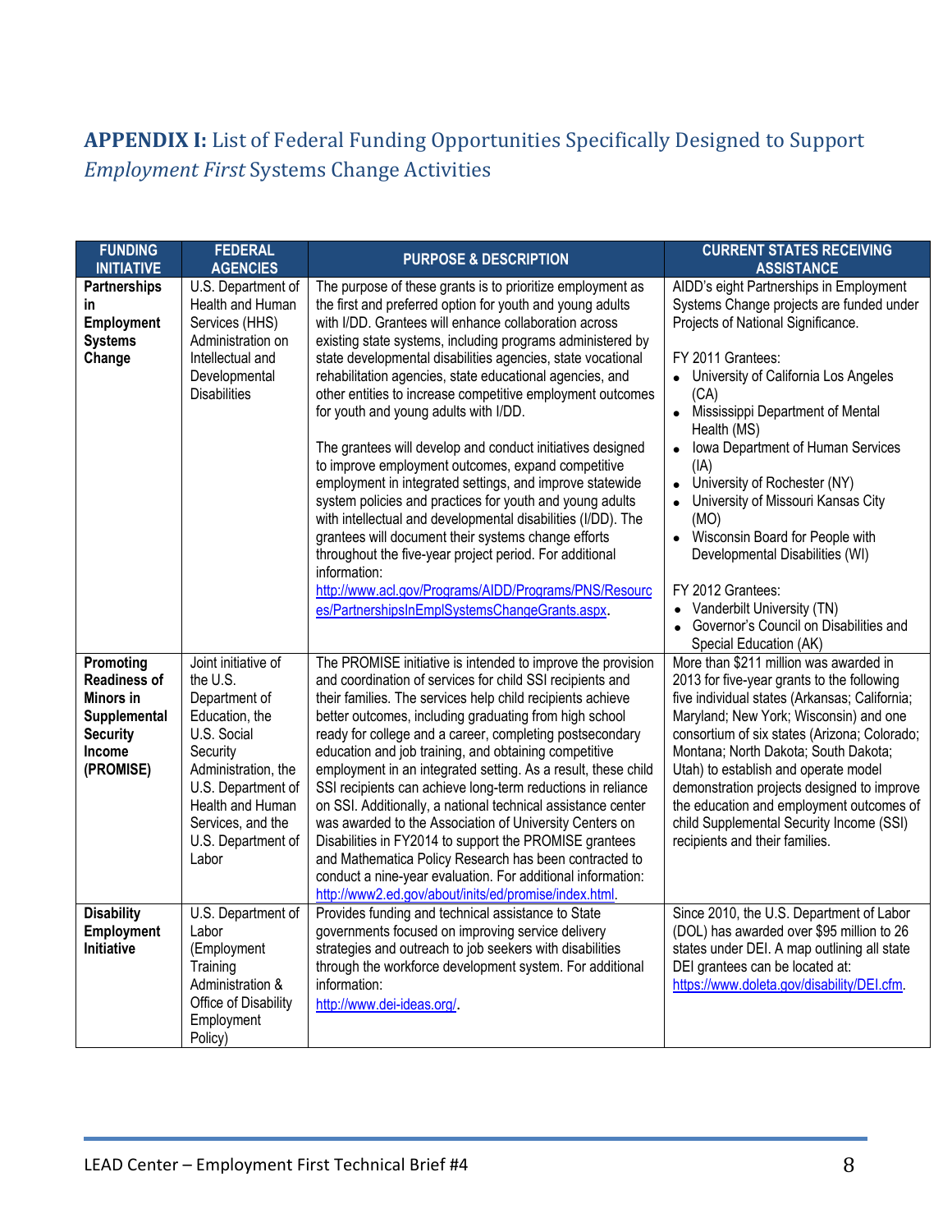## **APPENDIX I:** List of Federal Funding Opportunities Specifically Designed to Support *Employment First* Systems Change Activities

| FUNDING INITIATIVE | FEDERAL AGENCIES | PURPOSE & DESCRIPTION | CURRENT STATES RECEIVING ASSISTANCE |
|---|---|---|---|
| **Partnerships in Employment Systems Change** | U.S. Department of Health and Human Services (HHS) Administration on Intellectual and Developmental Disabilities | The purpose of these grants is to prioritize employment as the first and preferred option for youth and young adults with I/DD. Grantees will enhance collaboration across existing state systems, including programs administered by state developmental disabilities agencies, state vocational rehabilitation agencies, state educational agencies, and other entities to increase competitive employment outcomes for youth and young adults with I/DD.<br><br>The grantees will develop and conduct initiatives designed to improve employment outcomes, expand competitive employment in integrated settings, and improve statewide system policies and practices for youth and young adults with intellectual and developmental disabilities (I/DD). The grantees will document their systems change efforts throughout the five-year project period. For additional information: http://www.acl.gov/Programs/AIDD/Programs/PNS/Resources/PartnershipsInEmplSystemsChangeGrants.aspx. | AIDD's eight Partnerships in Employment Systems Change projects are funded under Projects of National Significance.<br><br>FY 2011 Grantees:<br>• University of California Los Angeles (CA)<br>• Mississippi Department of Mental Health (MS)<br>• Iowa Department of Human Services (IA)<br>• University of Rochester (NY)<br>• University of Missouri Kansas City (MO)<br>• Wisconsin Board for People with Developmental Disabilities (WI)<br><br>FY 2012 Grantees:<br>• Vanderbilt University (TN)<br>• Governor's Council on Disabilities and Special Education (AK) |
| **Promoting Readiness of Minors in Supplemental Security Income (PROMISE)** | Joint initiative of the U.S. Department of Education, the U.S. Social Security Administration, the U.S. Department of Health and Human Services, and the U.S. Department of Labor | The PROMISE initiative is intended to improve the provision and coordination of services for child SSI recipients and their families. The services help child recipients achieve better outcomes, including graduating from high school ready for college and a career, completing postsecondary education and job training, and obtaining competitive employment in an integrated setting. As a result, these child SSI recipients can achieve long-term reductions in reliance on SSI. Additionally, a national technical assistance center was awarded to the Association of University Centers on Disabilities in FY2014 to support the PROMISE grantees and Mathematica Policy Research has been contracted to conduct a nine-year evaluation. For additional information: http://www2.ed.gov/about/inits/ed/promise/index.html. | More than $211 million was awarded in 2013 for five-year grants to the following five individual states (Arkansas; California; Maryland; New York; Wisconsin) and one consortium of six states (Arizona; Colorado; Montana; North Dakota; South Dakota; Utah) to establish and operate model demonstration projects designed to improve the education and employment outcomes of child Supplemental Security Income (SSI) recipients and their families. |
| **Disability Employment Initiative** | U.S. Department of Labor (Employment Training Administration & Office of Disability Employment Policy) | Provides funding and technical assistance to State governments focused on improving service delivery strategies and outreach to job seekers with disabilities through the workforce development system. For additional information: http://www.dei-ideas.org/. | Since 2010, the U.S. Department of Labor (DOL) has awarded over $95 million to 26 states under DEI. A map outlining all state DEI grantees can be located at: https://www.doleta.gov/disability/DEI.cfm. |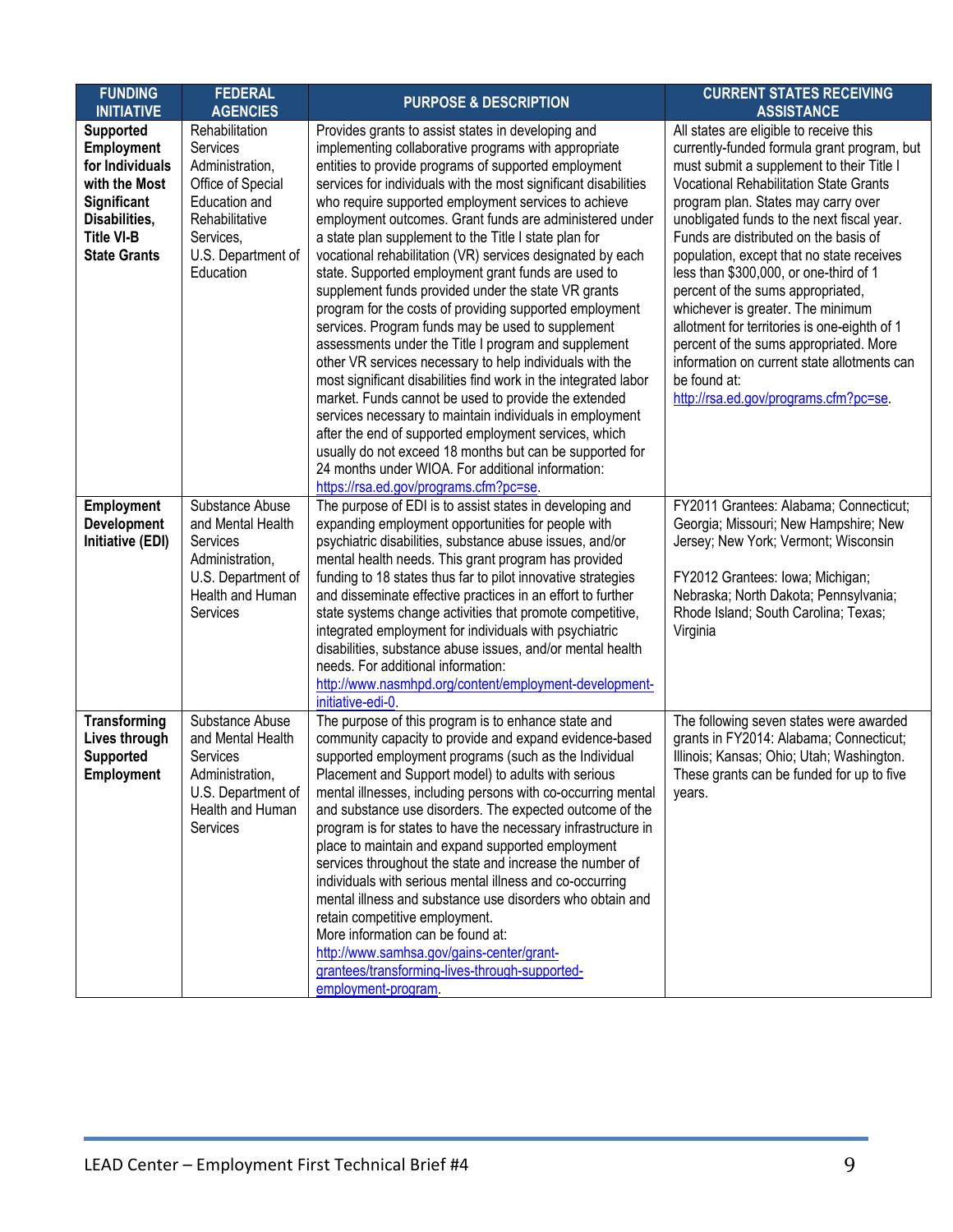| FUNDING INITIATIVE | FEDERAL AGENCIES | PURPOSE & DESCRIPTION | CURRENT STATES RECEIVING ASSISTANCE |
|---|---|---|---|
| **Supported Employment for Individuals with the Most Significant Disabilities, Title VI-B State Grants** | Rehabilitation Services Administration, Office of Special Education and Rehabilitative Services, U.S. Department of Education | Provides grants to assist states in developing and implementing collaborative programs with appropriate entities to provide programs of supported employment services for individuals with the most significant disabilities who require supported employment services to achieve employment outcomes. Grant funds are administered under a state plan supplement to the Title I state plan for vocational rehabilitation (VR) services designated by each state. Supported employment grant funds are used to supplement funds provided under the state VR grants program for the costs of providing supported employment services. Program funds may be used to supplement assessments under the Title I program and supplement other VR services necessary to help individuals with the most significant disabilities find work in the integrated labor market. Funds cannot be used to provide the extended services necessary to maintain individuals in employment after the end of supported employment services, which usually do not exceed 18 months but can be supported for 24 months under WIOA. For additional information: https://rsa.ed.gov/programs.cfm?pc=se. | All states are eligible to receive this currently-funded formula grant program, but must submit a supplement to their Title I Vocational Rehabilitation State Grants program plan. States may carry over unobligated funds to the next fiscal year. Funds are distributed on the basis of population, except that no state receives less than $300,000, or one-third of 1 percent of the sums appropriated, whichever is greater. The minimum allotment for territories is one-eighth of 1 percent of the sums appropriated. More information on current state allotments can be found at: http://rsa.ed.gov/programs.cfm?pc=se. |
| **Employment Development Initiative (EDI)** | Substance Abuse and Mental Health Services Administration, U.S. Department of Health and Human Services | The purpose of EDI is to assist states in developing and expanding employment opportunities for people with psychiatric disabilities, substance abuse issues, and/or mental health needs. This grant program has provided funding to 18 states thus far to pilot innovative strategies and disseminate effective practices in an effort to further state systems change activities that promote competitive, integrated employment for individuals with psychiatric disabilities, substance abuse issues, and/or mental health needs. For additional information: http://www.nasmhpd.org/content/employment-development-initiative-edi-0. | FY2011 Grantees: Alabama; Connecticut; Georgia; Missouri; New Hampshire; New Jersey; New York; Vermont; Wisconsin<br><br>FY2012 Grantees: Iowa; Michigan; Nebraska; North Dakota; Pennsylvania; Rhode Island; South Carolina; Texas; Virginia |
| **Transforming Lives through Supported Employment** | Substance Abuse and Mental Health Services Administration, U.S. Department of Health and Human Services | The purpose of this program is to enhance state and community capacity to provide and expand evidence-based supported employment programs (such as the Individual Placement and Support model) to adults with serious mental illnesses, including persons with co-occurring mental and substance use disorders. The expected outcome of the program is for states to have the necessary infrastructure in place to maintain and expand supported employment services throughout the state and increase the number of individuals with serious mental illness and co-occurring mental illness and substance use disorders who obtain and retain competitive employment.<br>More information can be found at: http://www.samhsa.gov/gains-center/grant-grantees/transforming-lives-through-supported-employment-program. | The following seven states were awarded grants in FY2014: Alabama; Connecticut; Illinois; Kansas; Ohio; Utah; Washington. These grants can be funded for up to five years. |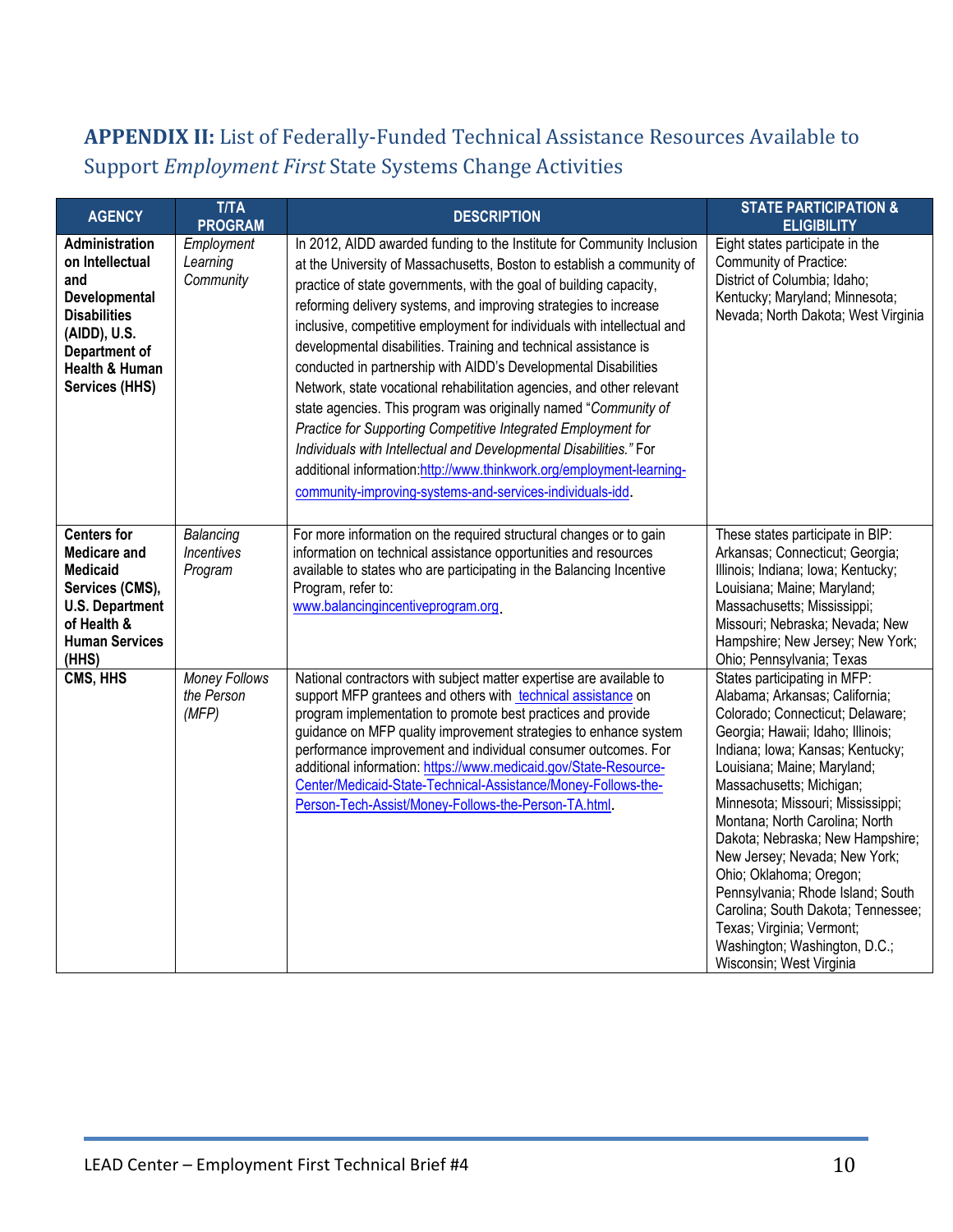## **APPENDIX II:** List of Federally-Funded Technical Assistance Resources Available to Support *Employment First* State Systems Change Activities

| AGENCY | T/TA PROGRAM | DESCRIPTION | STATE PARTICIPATION & ELIGIBILITY |
|---|---|---|---|
| **Administration on Intellectual and Developmental Disabilities (AIDD), U.S. Department of Health & Human Services (HHS)** | *Employment Learning Community* | In 2012, AIDD awarded funding to the Institute for Community Inclusion at the University of Massachusetts, Boston to establish a community of practice of state governments, with the goal of building capacity, reforming delivery systems, and improving strategies to increase inclusive, competitive employment for individuals with intellectual and developmental disabilities. Training and technical assistance is conducted in partnership with AIDD's Developmental Disabilities Network, state vocational rehabilitation agencies, and other relevant state agencies. This program was originally named "*Community of Practice for Supporting Competitive Integrated Employment for Individuals with Intellectual and Developmental Disabilities.*" For additional information:http://www.thinkwork.org/employment-learning-community-improving-systems-and-services-individuals-idd. | Eight states participate in the Community of Practice: District of Columbia; Idaho; Kentucky; Maryland; Minnesota; Nevada; North Dakota; West Virginia |
| **Centers for Medicare and Medicaid Services (CMS), U.S. Department of Health & Human Services (HHS)** | *Balancing Incentives Program* | For more information on the required structural changes or to gain information on technical assistance opportunities and resources available to states who are participating in the Balancing Incentive Program, refer to: www.balancingincentiveprogram.org. | These states participate in BIP: Arkansas; Connecticut; Georgia; Illinois; Indiana; Iowa; Kentucky; Louisiana; Maine; Maryland; Massachusetts; Mississippi; Missouri; Nebraska; Nevada; New Hampshire; New Jersey; New York; Ohio; Pennsylvania; Texas |
| **CMS, HHS** | *Money Follows the Person (MFP)* | National contractors with subject matter expertise are available to support MFP grantees and others with technical assistance on program implementation to promote best practices and provide guidance on MFP quality improvement strategies to enhance system performance improvement and individual consumer outcomes. For additional information: https://www.medicaid.gov/State-Resource-Center/Medicaid-State-Technical-Assistance/Money-Follows-the-Person-Tech-Assist/Money-Follows-the-Person-TA.html. | States participating in MFP: Alabama; Arkansas; California; Colorado; Connecticut; Delaware; Georgia; Hawaii; Idaho; Illinois; Indiana; Iowa; Kansas; Kentucky; Louisiana; Maine; Maryland; Massachusetts; Michigan; Minnesota; Missouri; Mississippi; Montana; North Carolina; North Dakota; Nebraska; New Hampshire; New Jersey; Nevada; New York; Ohio; Oklahoma; Oregon; Pennsylvania; Rhode Island; South Carolina; South Dakota; Tennessee; Texas; Virginia; Vermont; Washington; Washington, D.C.; Wisconsin; West Virginia |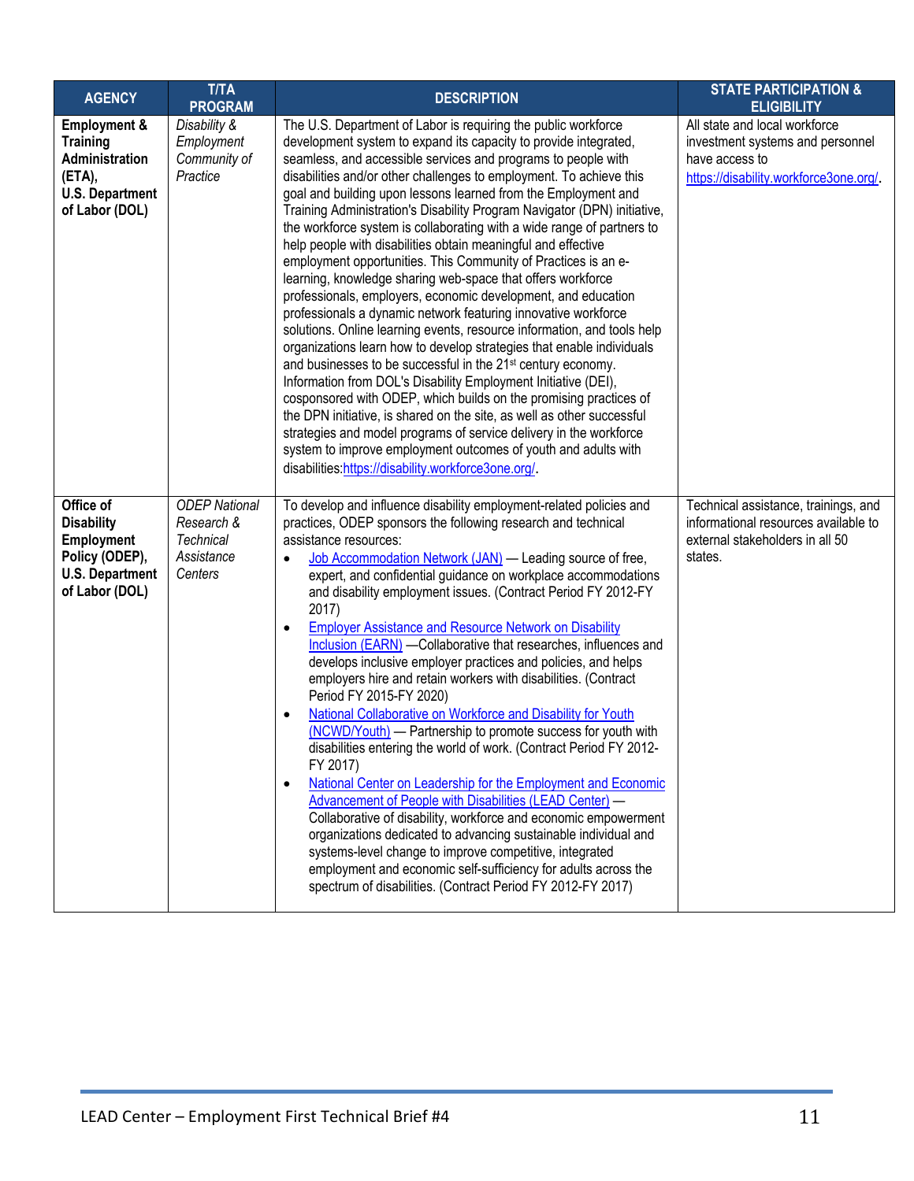| AGENCY | T/TA PROGRAM | DESCRIPTION | STATE PARTICIPATION & ELIGIBILITY |
|---|---|---|---|
| **Employment & Training Administration (ETA), U.S. Department of Labor (DOL)** | *Disability & Employment Community of Practice* | The U.S. Department of Labor is requiring the public workforce development system to expand its capacity to provide integrated, seamless, and accessible services and programs to people with disabilities and/or other challenges to employment. To achieve this goal and building upon lessons learned from the Employment and Training Administration's Disability Program Navigator (DPN) initiative, the workforce system is collaborating with a wide range of partners to help people with disabilities obtain meaningful and effective employment opportunities. This Community of Practices is an e-learning, knowledge sharing web-space that offers workforce professionals, employers, economic development, and education professionals a dynamic network featuring innovative workforce solutions. Online learning events, resource information, and tools help organizations learn how to develop strategies that enable individuals and businesses to be successful in the 21st century economy. Information from DOL's Disability Employment Initiative (DEI), cosponsored with ODEP, which builds on the promising practices of the DPN initiative, is shared on the site, as well as other successful strategies and model programs of service delivery in the workforce system to improve employment outcomes of youth and adults with disabilities:https://disability.workforce3one.org/. | All state and local workforce investment systems and personnel have access to https://disability.workforce3one.org/. |
| **Office of Disability Employment Policy (ODEP), U.S. Department of Labor (DOL)** | *ODEP National Research & Technical Assistance Centers* | To develop and influence disability employment-related policies and practices, ODEP sponsors the following research and technical assistance resources:<br>• Job Accommodation Network (JAN) — Leading source of free, expert, and confidential guidance on workplace accommodations and disability employment issues. (Contract Period FY 2012-FY 2017)<br>• Employer Assistance and Resource Network on Disability Inclusion (EARN) —Collaborative that researches, influences and develops inclusive employer practices and policies, and helps employers hire and retain workers with disabilities. (Contract Period FY 2015-FY 2020)<br>• National Collaborative on Workforce and Disability for Youth (NCWD/Youth) — Partnership to promote success for youth with disabilities entering the world of work. (Contract Period FY 2012-FY 2017)<br>• National Center on Leadership for the Employment and Economic Advancement of People with Disabilities (LEAD Center) — Collaborative of disability, workforce and economic empowerment organizations dedicated to advancing sustainable individual and systems-level change to improve competitive, integrated employment and economic self-sufficiency for adults across the spectrum of disabilities. (Contract Period FY 2012-FY 2017) | Technical assistance, trainings, and informational resources available to external stakeholders in all 50 states. |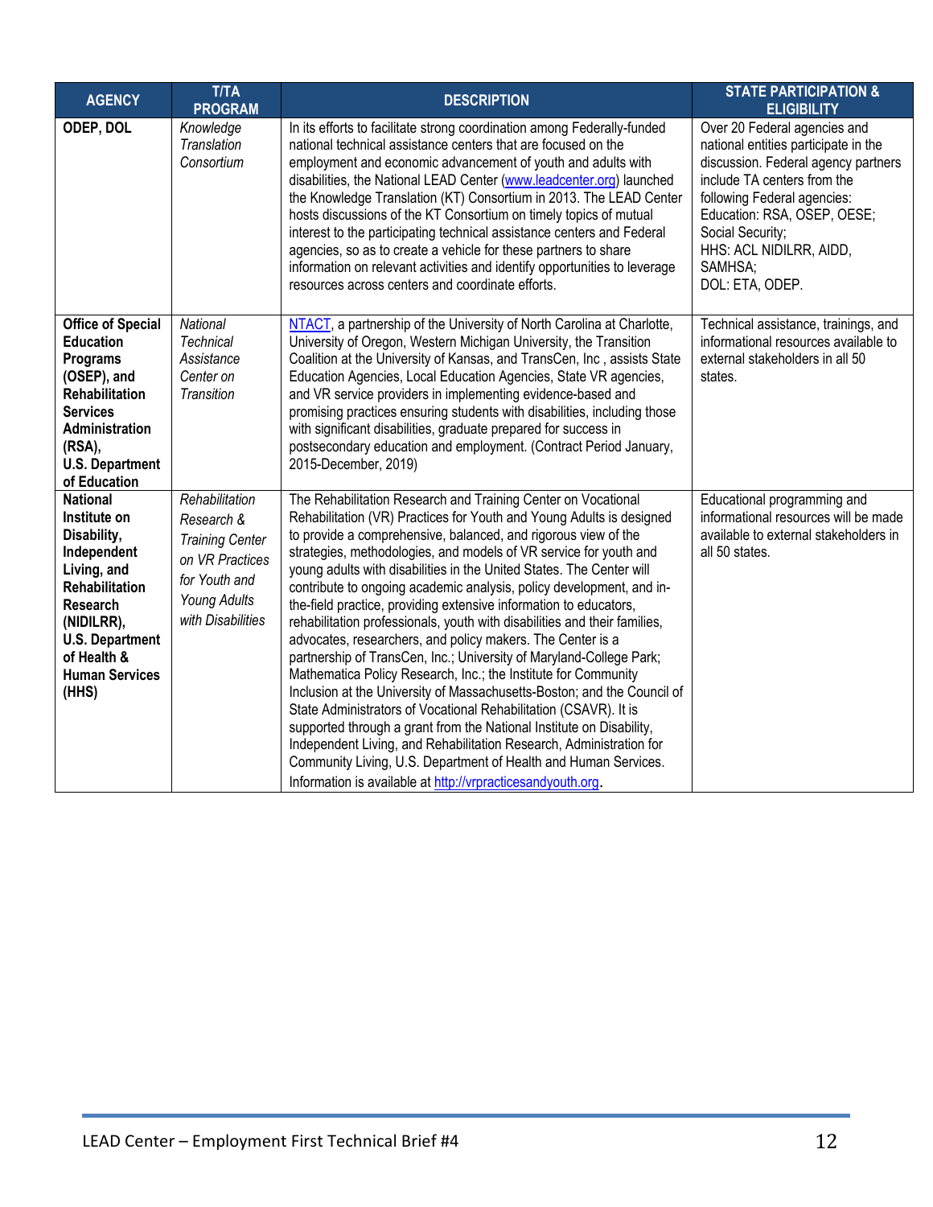| AGENCY | T/TA PROGRAM | DESCRIPTION | STATE PARTICIPATION & ELIGIBILITY |
|---|---|---|---|
| **ODEP, DOL** | *Knowledge Translation Consortium* | In its efforts to facilitate strong coordination among Federally-funded national technical assistance centers that are focused on the employment and economic advancement of youth and adults with disabilities, the National LEAD Center (www.leadcenter.org) launched the Knowledge Translation (KT) Consortium in 2013. The LEAD Center hosts discussions of the KT Consortium on timely topics of mutual interest to the participating technical assistance centers and Federal agencies, so as to create a vehicle for these partners to share information on relevant activities and identify opportunities to leverage resources across centers and coordinate efforts. | Over 20 Federal agencies and national entities participate in the discussion. Federal agency partners include TA centers from the following Federal agencies: Education: RSA, OSEP, OESE; Social Security; HHS: ACL NIDILRR, AIDD, SAMHSA; DOL: ETA, ODEP. |
| **Office of Special Education Programs (OSEP), and Rehabilitation Services Administration (RSA), U.S. Department of Education** | *National Technical Assistance Center on Transition* | NTACT, a partnership of the University of North Carolina at Charlotte, University of Oregon, Western Michigan University, the Transition Coalition at the University of Kansas, and TransCen, Inc , assists State Education Agencies, Local Education Agencies, State VR agencies, and VR service providers in implementing evidence-based and promising practices ensuring students with disabilities, including those with significant disabilities, graduate prepared for success in postsecondary education and employment. (Contract Period January, 2015-December, 2019) | Technical assistance, trainings, and informational resources available to external stakeholders in all 50 states. |
| **National Institute on Disability, Independent Living, and Rehabilitation Research (NIDILRR), U.S. Department of Health & Human Services (HHS)** | *Rehabilitation Research & Training Center on VR Practices for Youth and Young Adults with Disabilities* | The Rehabilitation Research and Training Center on Vocational Rehabilitation (VR) Practices for Youth and Young Adults is designed to provide a comprehensive, balanced, and rigorous view of the strategies, methodologies, and models of VR service for youth and young adults with disabilities in the United States. The Center will contribute to ongoing academic analysis, policy development, and in-the-field practice, providing extensive information to educators, rehabilitation professionals, youth with disabilities and their families, advocates, researchers, and policy makers. The Center is a partnership of TransCen, Inc.; University of Maryland-College Park; Mathematica Policy Research, Inc.; the Institute for Community Inclusion at the University of Massachusetts-Boston; and the Council of State Administrators of Vocational Rehabilitation (CSAVR). It is supported through a grant from the National Institute on Disability, Independent Living, and Rehabilitation Research, Administration for Community Living, U.S. Department of Health and Human Services. Information is available at http://vrpracticesandyouth.org. | Educational programming and informational resources will be made available to external stakeholders in all 50 states. |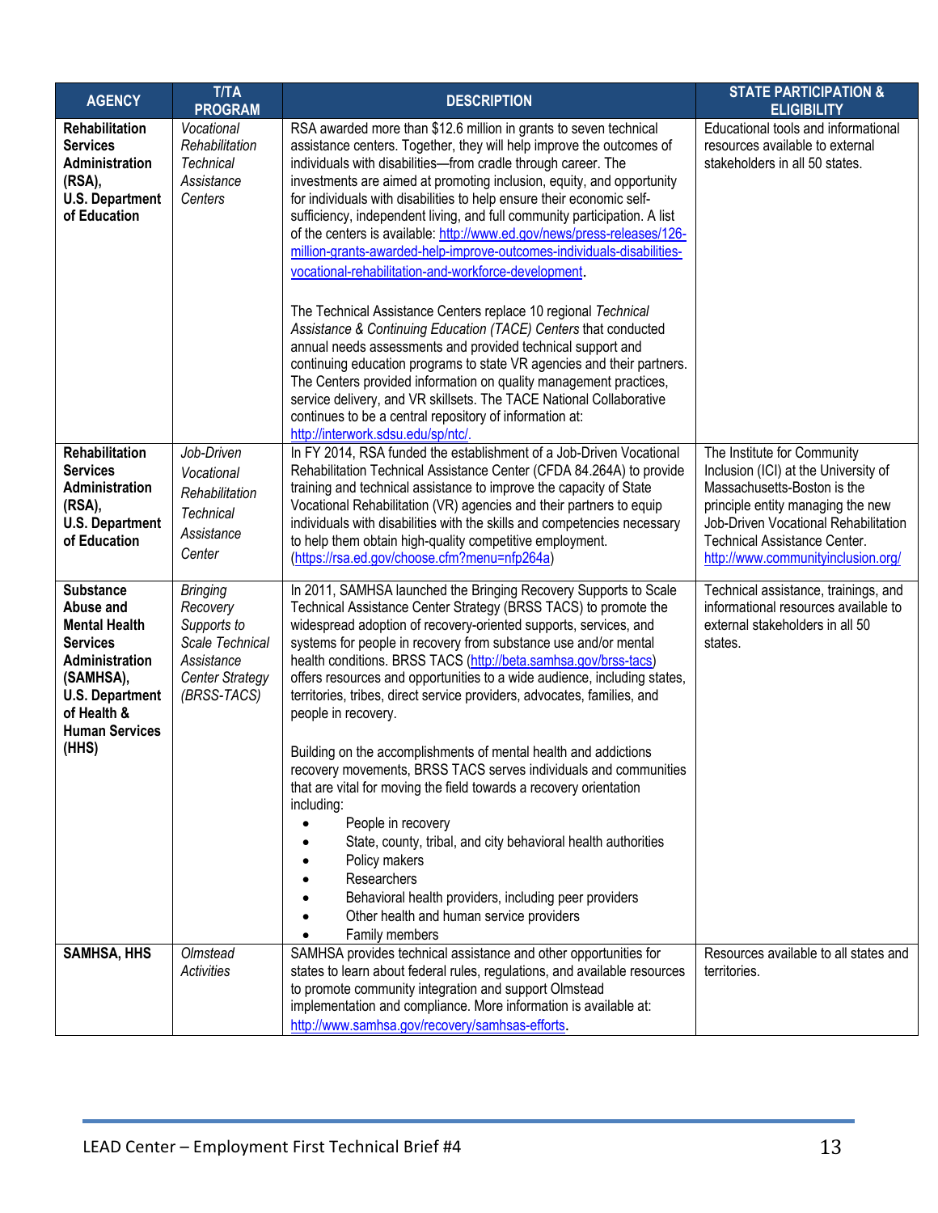| AGENCY | T/TA PROGRAM | DESCRIPTION | STATE PARTICIPATION & ELIGIBILITY |
|---|---|---|---|
| **Rehabilitation Services Administration (RSA), U.S. Department of Education** | *Vocational Rehabilitation Technical Assistance Centers* | RSA awarded more than $12.6 million in grants to seven technical assistance centers. Together, they will help improve the outcomes of individuals with disabilities—from cradle through career. The investments are aimed at promoting inclusion, equity, and opportunity for individuals with disabilities to help ensure their economic self-sufficiency, independent living, and full community participation. A list of the centers is available: http://www.ed.gov/news/press-releases/126-million-grants-awarded-help-improve-outcomes-individuals-disabilities-vocational-rehabilitation-and-workforce-development.<br><br>The Technical Assistance Centers replace 10 regional *Technical Assistance & Continuing Education (TACE) Centers* that conducted annual needs assessments and provided technical support and continuing education programs to state VR agencies and their partners. The Centers provided information on quality management practices, service delivery, and VR skillsets. The TACE National Collaborative continues to be a central repository of information at: http://interwork.sdsu.edu/sp/ntc/. | Educational tools and informational resources available to external stakeholders in all 50 states. |
| **Rehabilitation Services Administration (RSA), U.S. Department of Education** | *Job-Driven Vocational Rehabilitation Technical Assistance Center* | In FY 2014, RSA funded the establishment of a Job-Driven Vocational Rehabilitation Technical Assistance Center (CFDA 84.264A) to provide training and technical assistance to improve the capacity of State Vocational Rehabilitation (VR) agencies and their partners to equip individuals with disabilities with the skills and competencies necessary to help them obtain high-quality competitive employment. (https://rsa.ed.gov/choose.cfm?menu=nfp264a) | The Institute for Community Inclusion (ICI) at the University of Massachusetts-Boston is the principle entity managing the new Job-Driven Vocational Rehabilitation Technical Assistance Center. http://www.communityinclusion.org/ |
| **Substance Abuse and Mental Health Services Administration (SAMHSA), U.S. Department of Health & Human Services (HHS)** | *Bringing Recovery Supports to Scale Technical Assistance Center Strategy (BRSS-TACS)* | In 2011, SAMHSA launched the Bringing Recovery Supports to Scale Technical Assistance Center Strategy (BRSS TACS) to promote the widespread adoption of recovery-oriented supports, services, and systems for people in recovery from substance use and/or mental health conditions. BRSS TACS (http://beta.samhsa.gov/brss-tacs) offers resources and opportunities to a wide audience, including states, territories, tribes, direct service providers, advocates, families, and people in recovery.<br><br>Building on the accomplishments of mental health and addictions recovery movements, BRSS TACS serves individuals and communities that are vital for moving the field towards a recovery orientation including:<br>• People in recovery<br>• State, county, tribal, and city behavioral health authorities<br>• Policy makers<br>• Researchers<br>• Behavioral health providers, including peer providers<br>• Other health and human service providers<br>• Family members | Technical assistance, trainings, and informational resources available to external stakeholders in all 50 states. |
| **SAMHSA, HHS** | *Olmstead Activities* | SAMHSA provides technical assistance and other opportunities for states to learn about federal rules, regulations, and available resources to promote community integration and support Olmstead implementation and compliance. More information is available at: http://www.samhsa.gov/recovery/samhsas-efforts. | Resources available to all states and territories. |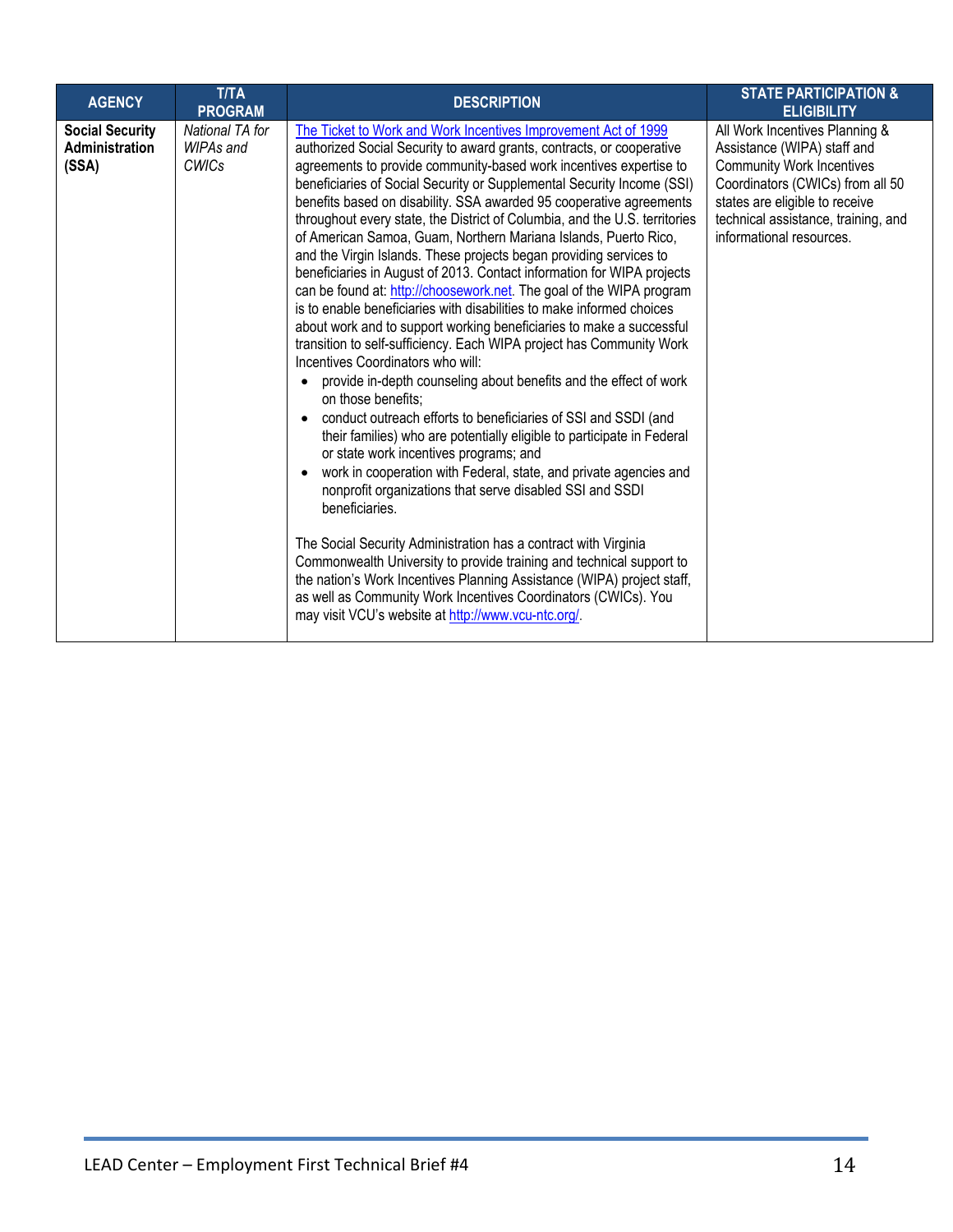| AGENCY | T/TA PROGRAM | DESCRIPTION | STATE PARTICIPATION & ELIGIBILITY |
|---|---|---|---|
| **Social Security Administration (SSA)** | *National TA for WIPAs and CWICs* | [The Ticket to Work and Work Incentives Improvement Act of 1999](#) authorized Social Security to award grants, contracts, or cooperative agreements to provide community-based work incentives expertise to beneficiaries of Social Security or Supplemental Security Income (SSI) benefits based on disability. SSA awarded 95 cooperative agreements throughout every state, the District of Columbia, and the U.S. territories of American Samoa, Guam, Northern Mariana Islands, Puerto Rico, and the Virgin Islands. These projects began providing services to beneficiaries in August of 2013. Contact information for WIPA projects can be found at: http://choosework.net. The goal of the WIPA program is to enable beneficiaries with disabilities to make informed choices about work and to support working beneficiaries to make a successful transition to self-sufficiency. Each WIPA project has Community Work Incentives Coordinators who will: <br>• provide in-depth counseling about benefits and the effect of work on those benefits; <br>• conduct outreach efforts to beneficiaries of SSI and SSDI (and their families) who are potentially eligible to participate in Federal or state work incentives programs; and <br>• work in cooperation with Federal, state, and private agencies and nonprofit organizations that serve disabled SSI and SSDI beneficiaries. <br><br>The Social Security Administration has a contract with Virginia Commonwealth University to provide training and technical support to the nation's Work Incentives Planning Assistance (WIPA) project staff, as well as Community Work Incentives Coordinators (CWICs). You may visit VCU's website at http://www.vcu-ntc.org/. | All Work Incentives Planning & Assistance (WIPA) staff and Community Work Incentives Coordinators (CWICs) from all 50 states are eligible to receive technical assistance, training, and informational resources. |